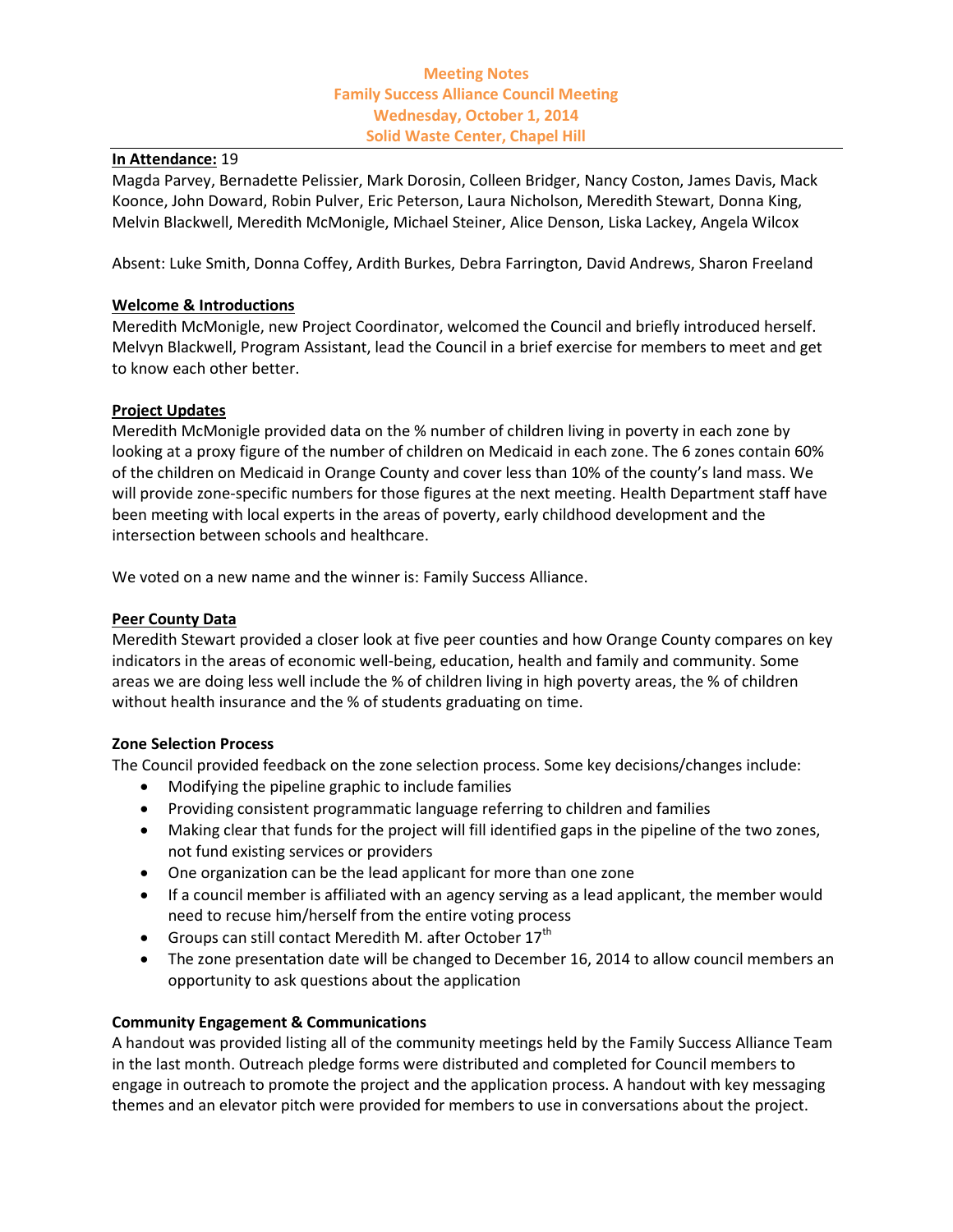# Meeting Notes
# Family Success Alliance Council Meeting
# Wednesday, October 1, 2014
# Solid Waste Center, Chapel Hill

**In Attendance:** 19

Magda Parvey, Bernadette Pelissier, Mark Dorosin, Colleen Bridger, Nancy Coston, James Davis, Mack Koonce, John Doward, Robin Pulver, Eric Peterson, Laura Nicholson, Meredith Stewart, Donna King, Melvin Blackwell, Meredith McMonigle, Michael Steiner, Alice Denson, Liska Lackey, Angela Wilcox

Absent: Luke Smith, Donna Coffey, Ardith Burkes, Debra Farrington, David Andrews, Sharon Freeland

**Welcome & Introductions**

Meredith McMonigle, new Project Coordinator, welcomed the Council and briefly introduced herself. Melvyn Blackwell, Program Assistant, lead the Council in a brief exercise for members to meet and get to know each other better.

**Project Updates**

Meredith McMonigle provided data on the % number of children living in poverty in each zone by looking at a proxy figure of the number of children on Medicaid in each zone. The 6 zones contain 60% of the children on Medicaid in Orange County and cover less than 10% of the county's land mass. We will provide zone-specific numbers for those figures at the next meeting. Health Department staff have been meeting with local experts in the areas of poverty, early childhood development and the intersection between schools and healthcare.

We voted on a new name and the winner is: Family Success Alliance.

**Peer County Data**

Meredith Stewart provided a closer look at five peer counties and how Orange County compares on key indicators in the areas of economic well-being, education, health and family and community. Some areas we are doing less well include the % of children living in high poverty areas, the % of children without health insurance and the % of students graduating on time.

**Zone Selection Process**

The Council provided feedback on the zone selection process. Some key decisions/changes include:

- Modifying the pipeline graphic to include families
- Providing consistent programmatic language referring to children and families
- Making clear that funds for the project will fill identified gaps in the pipeline of the two zones, not fund existing services or providers
- One organization can be the lead applicant for more than one zone
- If a council member is affiliated with an agency serving as a lead applicant, the member would need to recuse him/herself from the entire voting process
- Groups can still contact Meredith M. after October 17th
- The zone presentation date will be changed to December 16, 2014 to allow council members an opportunity to ask questions about the application

**Community Engagement & Communications**

A handout was provided listing all of the community meetings held by the Family Success Alliance Team in the last month. Outreach pledge forms were distributed and completed for Council members to engage in outreach to promote the project and the application process. A handout with key messaging themes and an elevator pitch were provided for members to use in conversations about the project.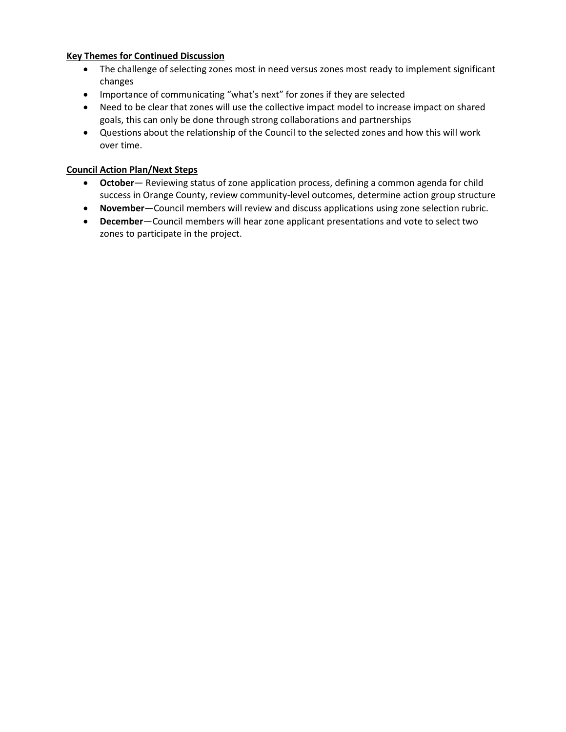**Key Themes for Continued Discussion**

- The challenge of selecting zones most in need versus zones most ready to implement significant changes
- Importance of communicating "what's next" for zones if they are selected
- Need to be clear that zones will use the collective impact model to increase impact on shared goals, this can only be done through strong collaborations and partnerships
- Questions about the relationship of the Council to the selected zones and how this will work over time.

**Council Action Plan/Next Steps**

- **October**— Reviewing status of zone application process, defining a common agenda for child success in Orange County, review community-level outcomes, determine action group structure
- **November**—Council members will review and discuss applications using zone selection rubric.
- **December**—Council members will hear zone applicant presentations and vote to select two zones to participate in the project.